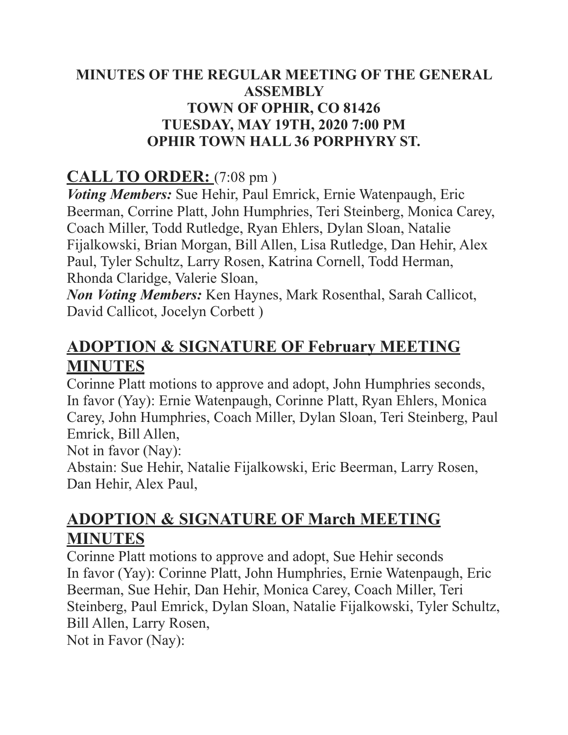**MINUTES OF THE REGULAR MEETING OF THE GENERAL ASSEMBLY**
**TOWN OF OPHIR, CO 81426**
**TUESDAY, MAY 19TH, 2020 7:00 PM**
**OPHIR TOWN HALL 36 PORPHYRY ST.**

## CALL TO ORDER: (7:08 pm )

***Voting Members:*** Sue Hehir, Paul Emrick, Ernie Watenpaugh, Eric Beerman, Corrine Platt, John Humphries, Teri Steinberg, Monica Carey, Coach Miller, Todd Rutledge, Ryan Ehlers, Dylan Sloan, Natalie Fijalkowski, Brian Morgan, Bill Allen, Lisa Rutledge, Dan Hehir, Alex Paul, Tyler Schultz, Larry Rosen, Katrina Cornell, Todd Herman, Rhonda Claridge, Valerie Sloan,

***Non Voting Members:*** Ken Haynes, Mark Rosenthal, Sarah Callicot, David Callicot, Jocelyn Corbett )

## ADOPTION & SIGNATURE OF February MEETING MINUTES

Corinne Platt motions to approve and adopt, John Humphries seconds,
In favor (Yay): Ernie Watenpaugh, Corinne Platt, Ryan Ehlers, Monica Carey, John Humphries, Coach Miller, Dylan Sloan, Teri Steinberg, Paul Emrick, Bill Allen,
Not in favor (Nay):
Abstain: Sue Hehir, Natalie Fijalkowski, Eric Beerman, Larry Rosen, Dan Hehir, Alex Paul,

## ADOPTION & SIGNATURE OF March MEETING MINUTES

Corinne Platt motions to approve and adopt, Sue Hehir seconds
In favor (Yay): Corinne Platt, John Humphries, Ernie Watenpaugh, Eric Beerman, Sue Hehir, Dan Hehir, Monica Carey, Coach Miller, Teri Steinberg, Paul Emrick, Dylan Sloan, Natalie Fijalkowski, Tyler Schultz, Bill Allen, Larry Rosen,
Not in Favor (Nay):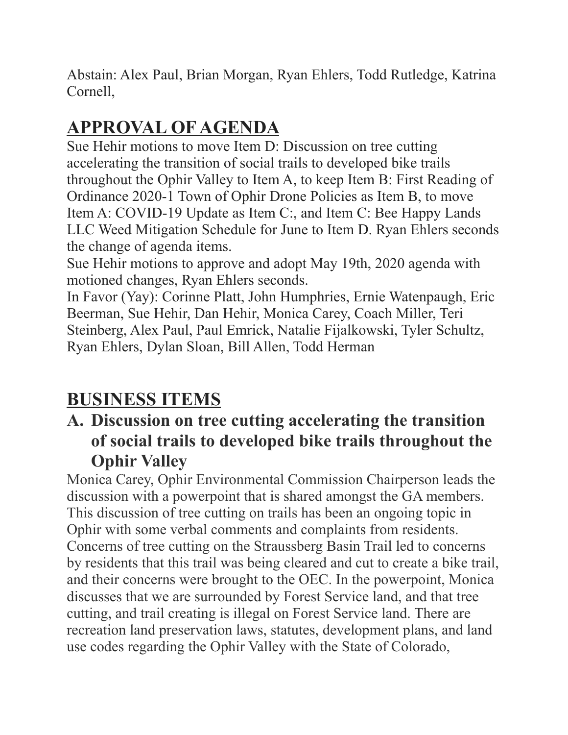Abstain: Alex Paul, Brian Morgan, Ryan Ehlers, Todd Rutledge, Katrina Cornell,

## APPROVAL OF AGENDA

Sue Hehir motions to move Item D: Discussion on tree cutting accelerating the transition of social trails to developed bike trails throughout the Ophir Valley to Item A, to keep Item B: First Reading of Ordinance 2020-1 Town of Ophir Drone Policies as Item B, to move Item A: COVID-19 Update as Item C:, and Item C: Bee Happy Lands LLC Weed Mitigation Schedule for June to Item D. Ryan Ehlers seconds the change of agenda items.

Sue Hehir motions to approve and adopt May 19th, 2020 agenda with motioned changes, Ryan Ehlers seconds.

In Favor (Yay): Corinne Platt, John Humphries, Ernie Watenpaugh, Eric Beerman, Sue Hehir, Dan Hehir, Monica Carey, Coach Miller, Teri Steinberg, Alex Paul, Paul Emrick, Natalie Fijalkowski, Tyler Schultz, Ryan Ehlers, Dylan Sloan, Bill Allen, Todd Herman

## BUSINESS ITEMS

### A. Discussion on tree cutting accelerating the transition of social trails to developed bike trails throughout the Ophir Valley

Monica Carey, Ophir Environmental Commission Chairperson leads the discussion with a powerpoint that is shared amongst the GA members. This discussion of tree cutting on trails has been an ongoing topic in Ophir with some verbal comments and complaints from residents. Concerns of tree cutting on the Straussberg Basin Trail led to concerns by residents that this trail was being cleared and cut to create a bike trail, and their concerns were brought to the OEC. In the powerpoint, Monica discusses that we are surrounded by Forest Service land, and that tree cutting, and trail creating is illegal on Forest Service land. There are recreation land preservation laws, statutes, development plans, and land use codes regarding the Ophir Valley with the State of Colorado,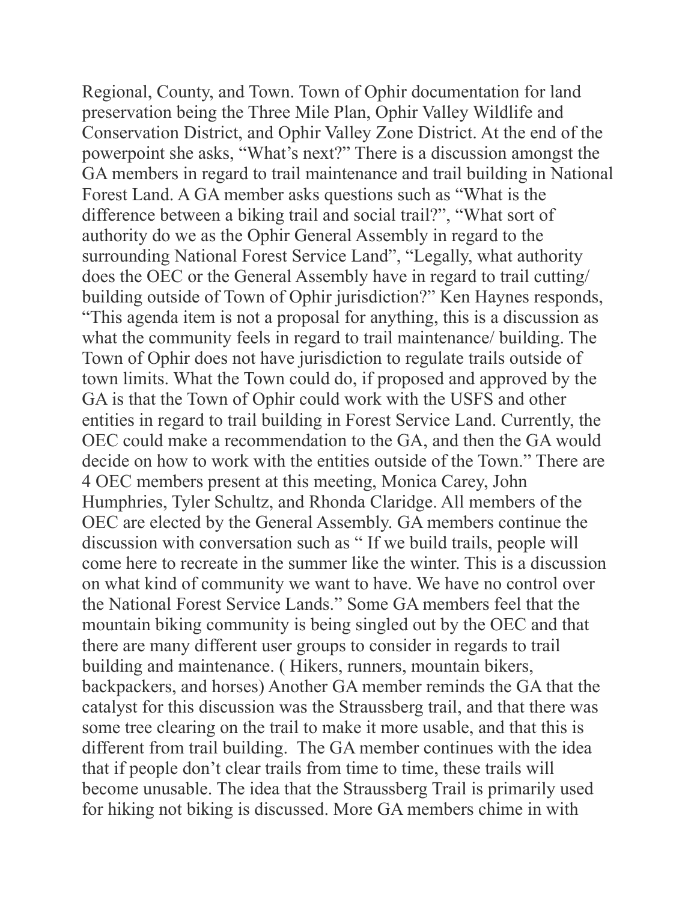Regional, County, and Town. Town of Ophir documentation for land preservation being the Three Mile Plan, Ophir Valley Wildlife and Conservation District, and Ophir Valley Zone District. At the end of the powerpoint she asks, "What's next?" There is a discussion amongst the GA members in regard to trail maintenance and trail building in National Forest Land. A GA member asks questions such as "What is the difference between a biking trail and social trail?", "What sort of authority do we as the Ophir General Assembly in regard to the surrounding National Forest Service Land", "Legally, what authority does the OEC or the General Assembly have in regard to trail cutting/ building outside of Town of Ophir jurisdiction?" Ken Haynes responds, "This agenda item is not a proposal for anything, this is a discussion as what the community feels in regard to trail maintenance/ building. The Town of Ophir does not have jurisdiction to regulate trails outside of town limits. What the Town could do, if proposed and approved by the GA is that the Town of Ophir could work with the USFS and other entities in regard to trail building in Forest Service Land. Currently, the OEC could make a recommendation to the GA, and then the GA would decide on how to work with the entities outside of the Town." There are 4 OEC members present at this meeting, Monica Carey, John Humphries, Tyler Schultz, and Rhonda Claridge. All members of the OEC are elected by the General Assembly. GA members continue the discussion with conversation such as " If we build trails, people will come here to recreate in the summer like the winter. This is a discussion on what kind of community we want to have. We have no control over the National Forest Service Lands." Some GA members feel that the mountain biking community is being singled out by the OEC and that there are many different user groups to consider in regards to trail building and maintenance. ( Hikers, runners, mountain bikers, backpackers, and horses) Another GA member reminds the GA that the catalyst for this discussion was the Straussberg trail, and that there was some tree clearing on the trail to make it more usable, and that this is different from trail building. The GA member continues with the idea that if people don't clear trails from time to time, these trails will become unusable. The idea that the Straussberg Trail is primarily used for hiking not biking is discussed. More GA members chime in with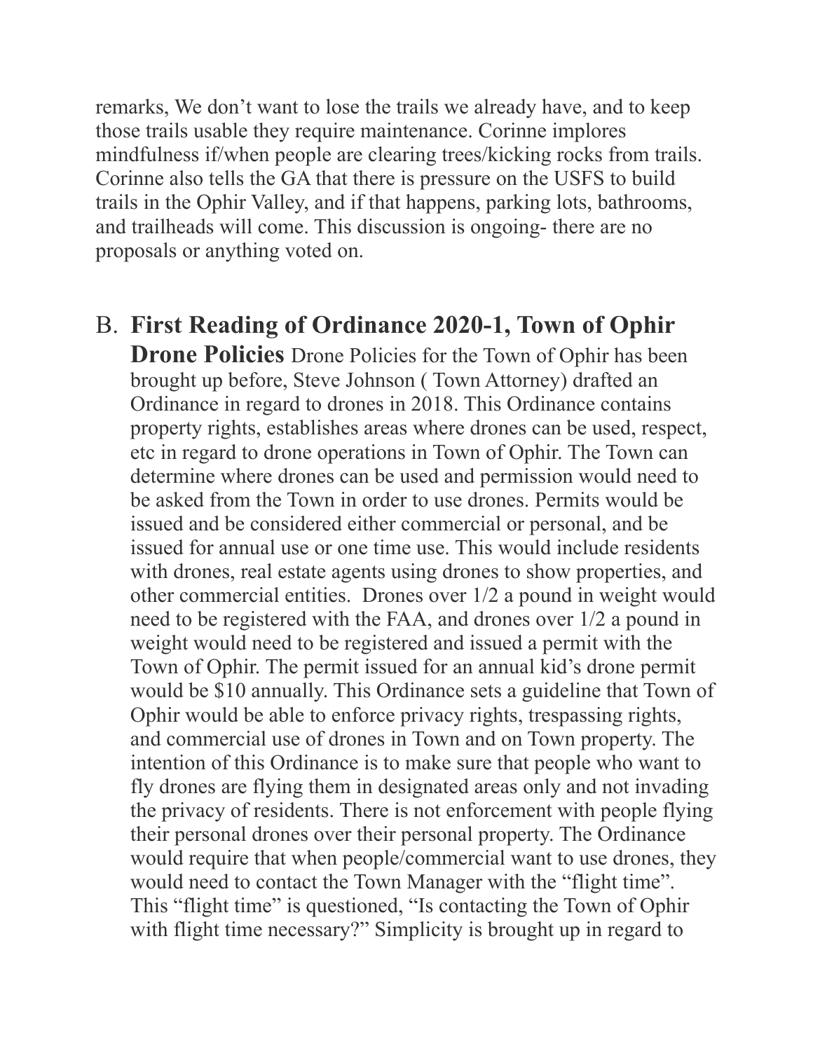remarks, We don't want to lose the trails we already have, and to keep those trails usable they require maintenance. Corinne implores mindfulness if/when people are clearing trees/kicking rocks from trails. Corinne also tells the GA that there is pressure on the USFS to build trails in the Ophir Valley, and if that happens, parking lots, bathrooms, and trailheads will come. This discussion is ongoing- there are no proposals or anything voted on.

B. **First Reading of Ordinance 2020-1, Town of Ophir Drone Policies** Drone Policies for the Town of Ophir has been brought up before, Steve Johnson ( Town Attorney) drafted an Ordinance in regard to drones in 2018. This Ordinance contains property rights, establishes areas where drones can be used, respect, etc in regard to drone operations in Town of Ophir. The Town can determine where drones can be used and permission would need to be asked from the Town in order to use drones. Permits would be issued and be considered either commercial or personal, and be issued for annual use or one time use. This would include residents with drones, real estate agents using drones to show properties, and other commercial entities.  Drones over 1/2 a pound in weight would need to be registered with the FAA, and drones over 1/2 a pound in weight would need to be registered and issued a permit with the Town of Ophir. The permit issued for an annual kid's drone permit would be $10 annually. This Ordinance sets a guideline that Town of Ophir would be able to enforce privacy rights, trespassing rights, and commercial use of drones in Town and on Town property. The intention of this Ordinance is to make sure that people who want to fly drones are flying them in designated areas only and not invading the privacy of residents. There is not enforcement with people flying their personal drones over their personal property. The Ordinance would require that when people/commercial want to use drones, they would need to contact the Town Manager with the "flight time". This "flight time" is questioned, "Is contacting the Town of Ophir with flight time necessary?" Simplicity is brought up in regard to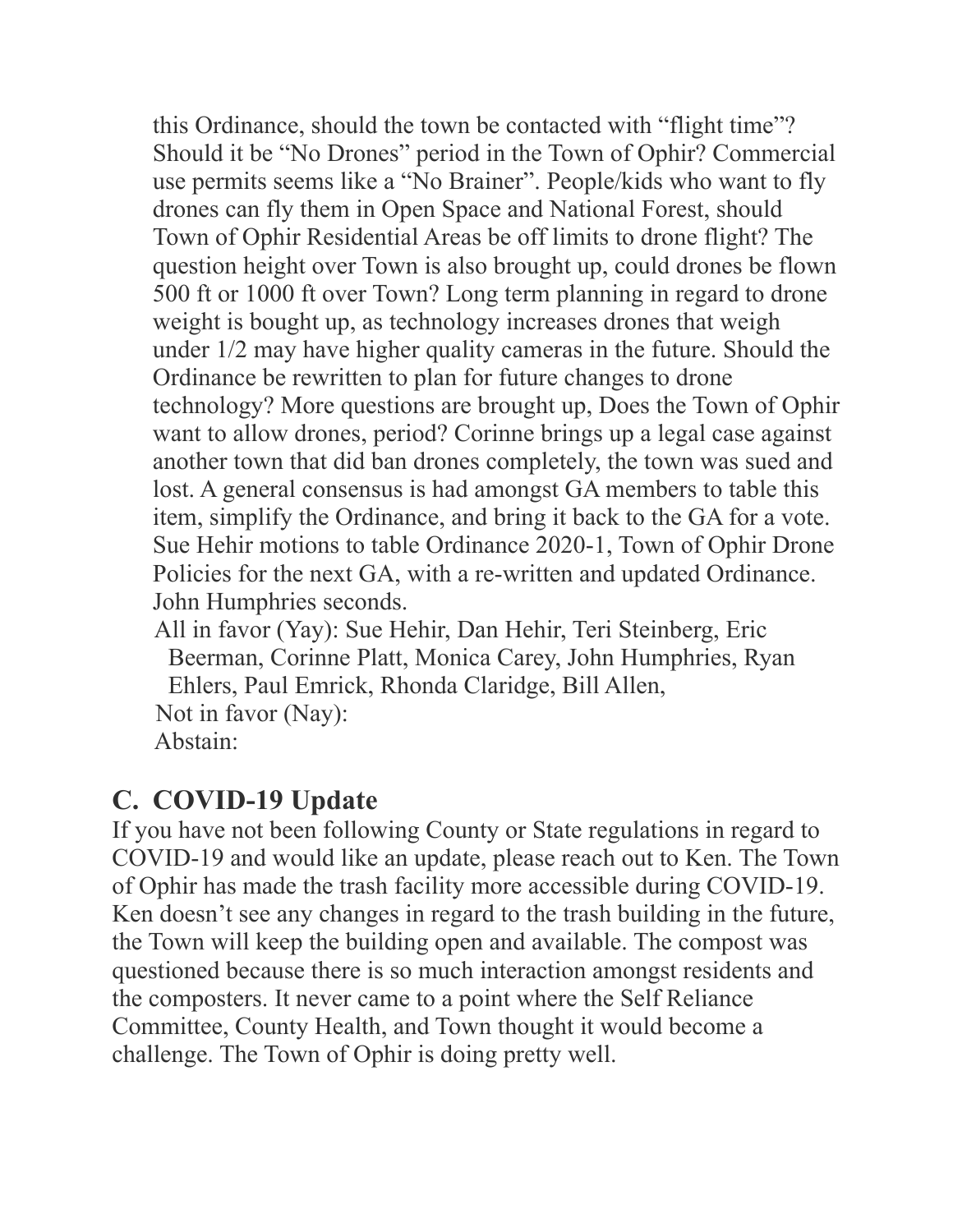this Ordinance, should the town be contacted with "flight time"? Should it be "No Drones" period in the Town of Ophir? Commercial use permits seems like a "No Brainer". People/kids who want to fly drones can fly them in Open Space and National Forest, should Town of Ophir Residential Areas be off limits to drone flight? The question height over Town is also brought up, could drones be flown 500 ft or 1000 ft over Town? Long term planning in regard to drone weight is bought up, as technology increases drones that weigh under 1/2 may have higher quality cameras in the future. Should the Ordinance be rewritten to plan for future changes to drone technology? More questions are brought up, Does the Town of Ophir want to allow drones, period? Corinne brings up a legal case against another town that did ban drones completely, the town was sued and lost. A general consensus is had amongst GA members to table this item, simplify the Ordinance, and bring it back to the GA for a vote. Sue Hehir motions to table Ordinance 2020-1, Town of Ophir Drone Policies for the next GA, with a re-written and updated Ordinance. John Humphries seconds.

All in favor (Yay): Sue Hehir, Dan Hehir, Teri Steinberg, Eric Beerman, Corinne Platt, Monica Carey, John Humphries, Ryan Ehlers, Paul Emrick, Rhonda Claridge, Bill Allen,

Not in favor (Nay):

Abstain:

## C. COVID-19 Update

If you have not been following County or State regulations in regard to COVID-19 and would like an update, please reach out to Ken. The Town of Ophir has made the trash facility more accessible during COVID-19. Ken doesn't see any changes in regard to the trash building in the future, the Town will keep the building open and available. The compost was questioned because there is so much interaction amongst residents and the composters. It never came to a point where the Self Reliance Committee, County Health, and Town thought it would become a challenge. The Town of Ophir is doing pretty well.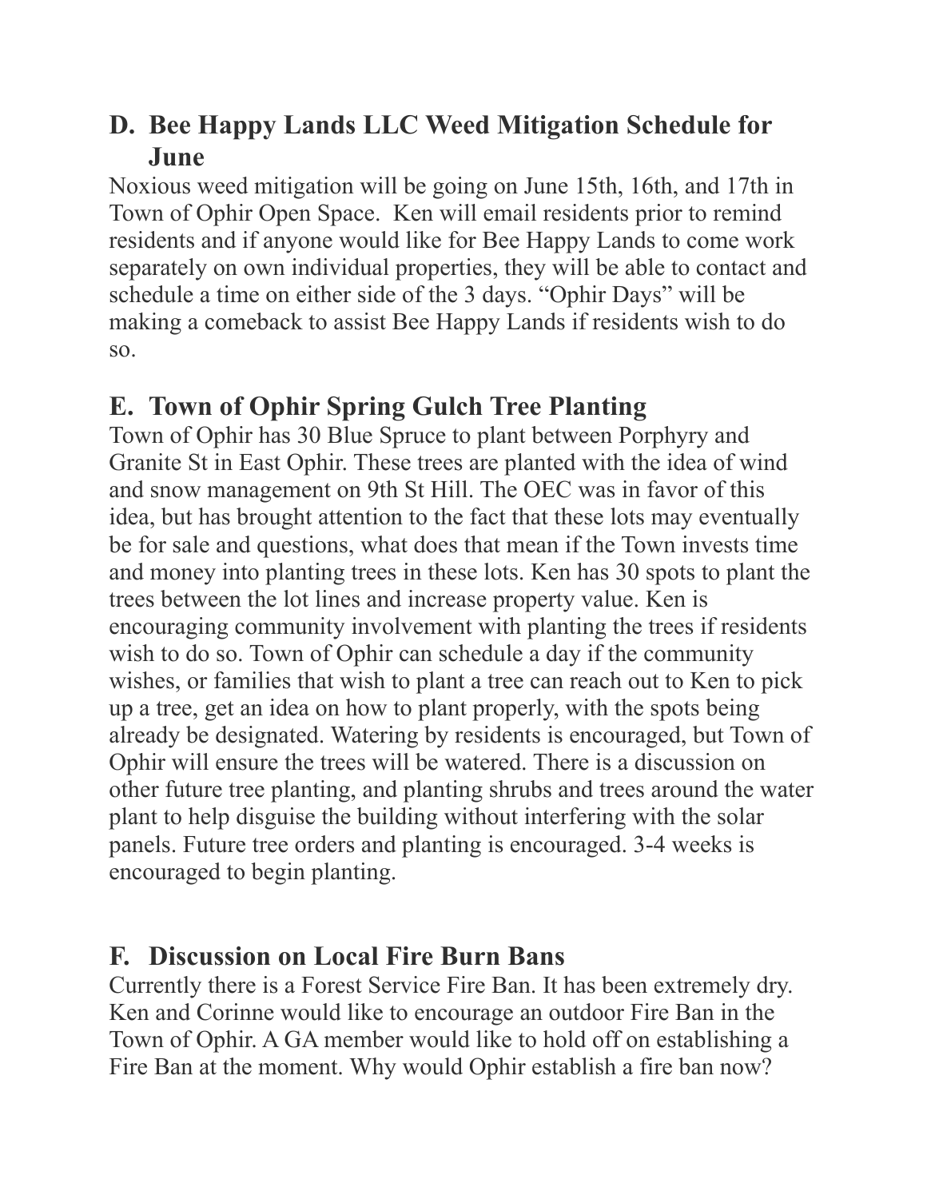## D. Bee Happy Lands LLC Weed Mitigation Schedule for June

Noxious weed mitigation will be going on June 15th, 16th, and 17th in Town of Ophir Open Space. Ken will email residents prior to remind residents and if anyone would like for Bee Happy Lands to come work separately on own individual properties, they will be able to contact and schedule a time on either side of the 3 days. "Ophir Days" will be making a comeback to assist Bee Happy Lands if residents wish to do so.

## E. Town of Ophir Spring Gulch Tree Planting

Town of Ophir has 30 Blue Spruce to plant between Porphyry and Granite St in East Ophir. These trees are planted with the idea of wind and snow management on 9th St Hill. The OEC was in favor of this idea, but has brought attention to the fact that these lots may eventually be for sale and questions, what does that mean if the Town invests time and money into planting trees in these lots. Ken has 30 spots to plant the trees between the lot lines and increase property value. Ken is encouraging community involvement with planting the trees if residents wish to do so. Town of Ophir can schedule a day if the community wishes, or families that wish to plant a tree can reach out to Ken to pick up a tree, get an idea on how to plant properly, with the spots being already be designated. Watering by residents is encouraged, but Town of Ophir will ensure the trees will be watered. There is a discussion on other future tree planting, and planting shrubs and trees around the water plant to help disguise the building without interfering with the solar panels. Future tree orders and planting is encouraged. 3-4 weeks is encouraged to begin planting.

## F. Discussion on Local Fire Burn Bans

Currently there is a Forest Service Fire Ban. It has been extremely dry. Ken and Corinne would like to encourage an outdoor Fire Ban in the Town of Ophir. A GA member would like to hold off on establishing a Fire Ban at the moment. Why would Ophir establish a fire ban now?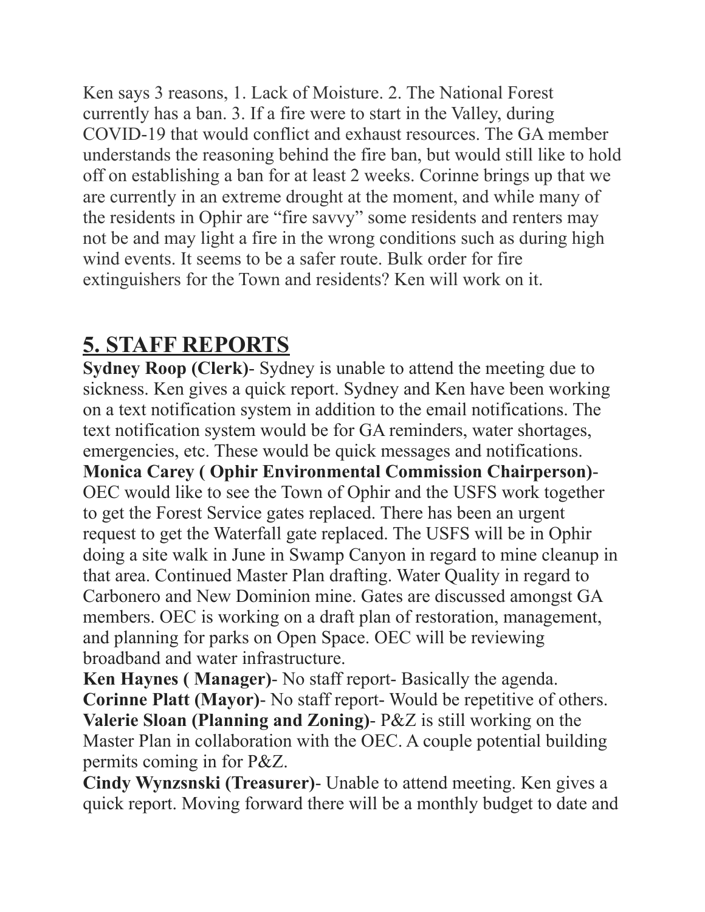Ken says 3 reasons, 1. Lack of Moisture. 2. The National Forest currently has a ban. 3. If a fire were to start in the Valley, during COVID-19 that would conflict and exhaust resources. The GA member understands the reasoning behind the fire ban, but would still like to hold off on establishing a ban for at least 2 weeks. Corinne brings up that we are currently in an extreme drought at the moment, and while many of the residents in Ophir are "fire savvy" some residents and renters may not be and may light a fire in the wrong conditions such as during high wind events. It seems to be a safer route. Bulk order for fire extinguishers for the Town and residents? Ken will work on it.

## 5. STAFF REPORTS

**Sydney Roop (Clerk)**- Sydney is unable to attend the meeting due to sickness. Ken gives a quick report. Sydney and Ken have been working on a text notification system in addition to the email notifications. The text notification system would be for GA reminders, water shortages, emergencies, etc. These would be quick messages and notifications.

**Monica Carey ( Ophir Environmental Commission Chairperson)**- OEC would like to see the Town of Ophir and the USFS work together to get the Forest Service gates replaced. There has been an urgent request to get the Waterfall gate replaced. The USFS will be in Ophir doing a site walk in June in Swamp Canyon in regard to mine cleanup in that area. Continued Master Plan drafting. Water Quality in regard to Carbonero and New Dominion mine. Gates are discussed amongst GA members. OEC is working on a draft plan of restoration, management, and planning for parks on Open Space. OEC will be reviewing broadband and water infrastructure.

**Ken Haynes ( Manager)**- No staff report- Basically the agenda.

**Corinne Platt (Mayor)**- No staff report- Would be repetitive of others.

**Valerie Sloan (Planning and Zoning)**- P&Z is still working on the Master Plan in collaboration with the OEC. A couple potential building permits coming in for P&Z.

**Cindy Wynzsnski (Treasurer)**- Unable to attend meeting. Ken gives a quick report. Moving forward there will be a monthly budget to date and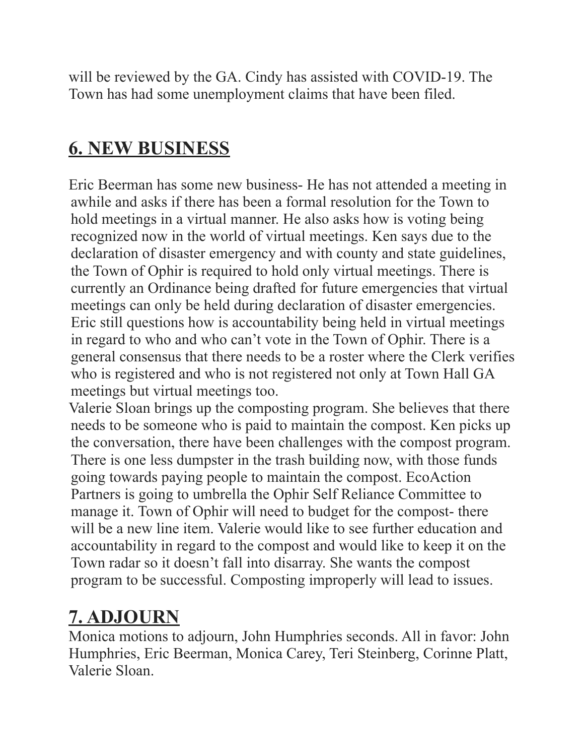will be reviewed by the GA. Cindy has assisted with COVID-19. The Town has had some unemployment claims that have been filed.

## 6. NEW BUSINESS

Eric Beerman has some new business- He has not attended a meeting in awhile and asks if there has been a formal resolution for the Town to hold meetings in a virtual manner. He also asks how is voting being recognized now in the world of virtual meetings. Ken says due to the declaration of disaster emergency and with county and state guidelines, the Town of Ophir is required to hold only virtual meetings. There is currently an Ordinance being drafted for future emergencies that virtual meetings can only be held during declaration of disaster emergencies. Eric still questions how is accountability being held in virtual meetings in regard to who and who can't vote in the Town of Ophir. There is a general consensus that there needs to be a roster where the Clerk verifies who is registered and who is not registered not only at Town Hall GA meetings but virtual meetings too.

Valerie Sloan brings up the composting program. She believes that there needs to be someone who is paid to maintain the compost. Ken picks up the conversation, there have been challenges with the compost program. There is one less dumpster in the trash building now, with those funds going towards paying people to maintain the compost. EcoAction Partners is going to umbrella the Ophir Self Reliance Committee to manage it. Town of Ophir will need to budget for the compost- there will be a new line item. Valerie would like to see further education and accountability in regard to the compost and would like to keep it on the Town radar so it doesn't fall into disarray. She wants the compost program to be successful. Composting improperly will lead to issues.

## 7. ADJOURN

Monica motions to adjourn, John Humphries seconds. All in favor: John Humphries, Eric Beerman, Monica Carey, Teri Steinberg, Corinne Platt, Valerie Sloan.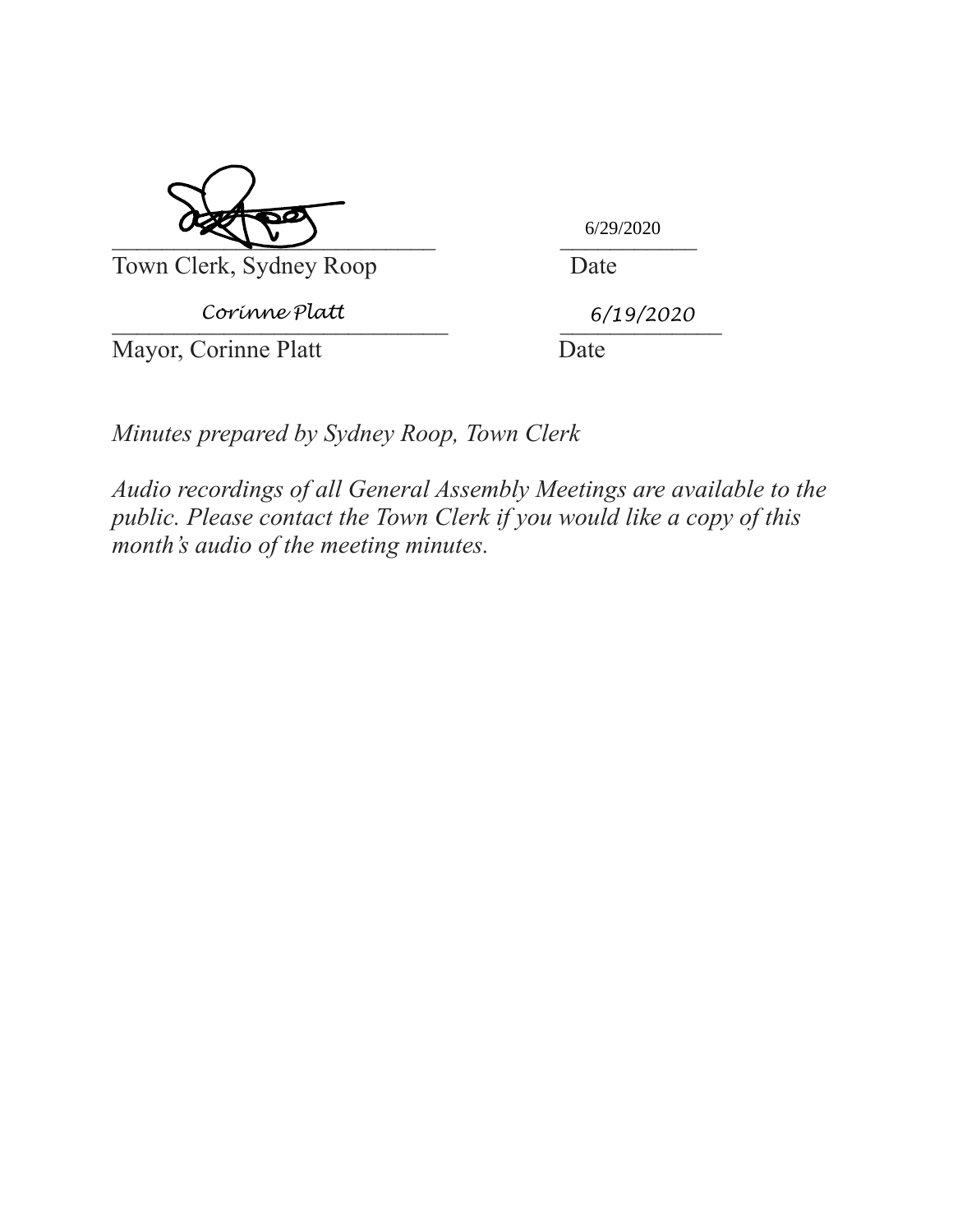_____________________________ 6/29/2020
Town Clerk, Sydney Roop Date

Corinne Platt 6/19/2020
_____________________________ _______________
Mayor, Corinne Platt Date

*Minutes prepared by Sydney Roop, Town Clerk*

*Audio recordings of all General Assembly Meetings are available to the public. Please contact the Town Clerk if you would like a copy of this month's audio of the meeting minutes.*